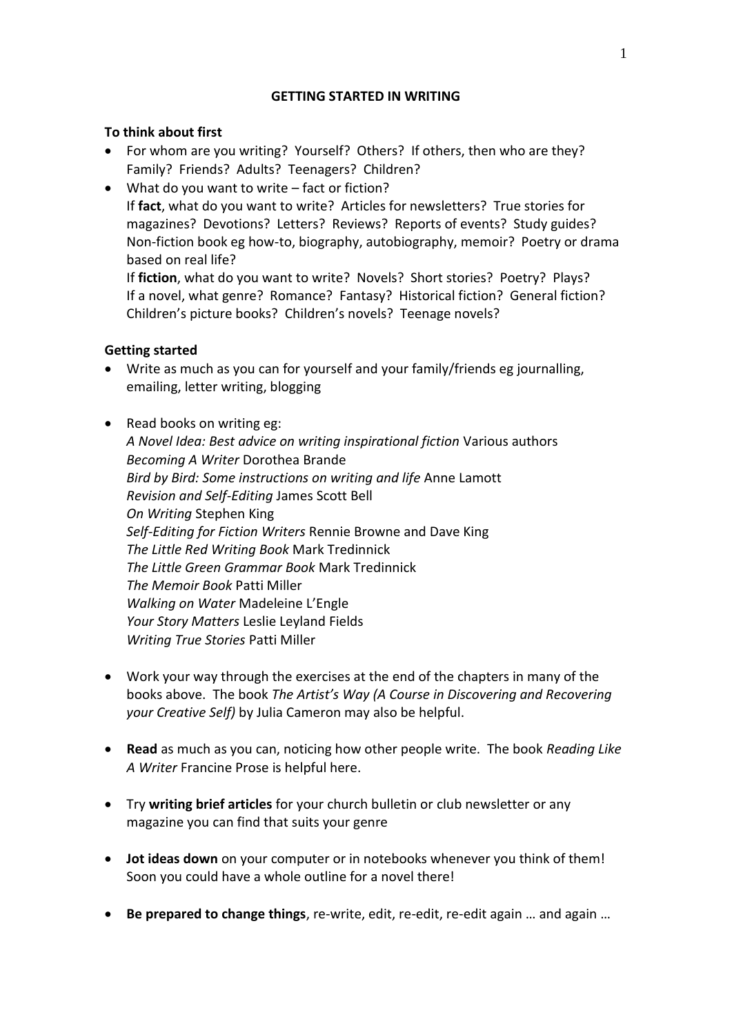# GETTING STARTED IN WRITING

**To think about first**

- For whom are you writing? Yourself? Others? If others, then who are they? Family? Friends? Adults? Teenagers? Children?
- What do you want to write – fact or fiction?
  If **fact**, what do you want to write? Articles for newsletters? True stories for magazines? Devotions? Letters? Reviews? Reports of events? Study guides? Non-fiction book eg how-to, biography, autobiography, memoir? Poetry or drama based on real life?
  If **fiction**, what do you want to write? Novels? Short stories? Poetry? Plays? If a novel, what genre? Romance? Fantasy? Historical fiction? General fiction? Children's picture books? Children's novels? Teenage novels?

**Getting started**

- Write as much as you can for yourself and your family/friends eg journalling, emailing, letter writing, blogging

- Read books on writing eg:
  *A Novel Idea: Best advice on writing inspirational fiction* Various authors
  *Becoming A Writer* Dorothea Brande
  *Bird by Bird: Some instructions on writing and life* Anne Lamott
  *Revision and Self-Editing* James Scott Bell
  *On Writing* Stephen King
  *Self-Editing for Fiction Writers* Rennie Browne and Dave King
  *The Little Red Writing Book* Mark Tredinnick
  *The Little Green Grammar Book* Mark Tredinnick
  *The Memoir Book* Patti Miller
  *Walking on Water* Madeleine L'Engle
  *Your Story Matters* Leslie Leyland Fields
  *Writing True Stories* Patti Miller

- Work your way through the exercises at the end of the chapters in many of the books above. The book *The Artist's Way (A Course in Discovering and Recovering your Creative Self)* by Julia Cameron may also be helpful.

- **Read** as much as you can, noticing how other people write. The book *Reading Like A Writer* Francine Prose is helpful here.

- Try **writing brief articles** for your church bulletin or club newsletter or any magazine you can find that suits your genre

- **Jot ideas down** on your computer or in notebooks whenever you think of them! Soon you could have a whole outline for a novel there!

- **Be prepared to change things**, re-write, edit, re-edit, re-edit again … and again …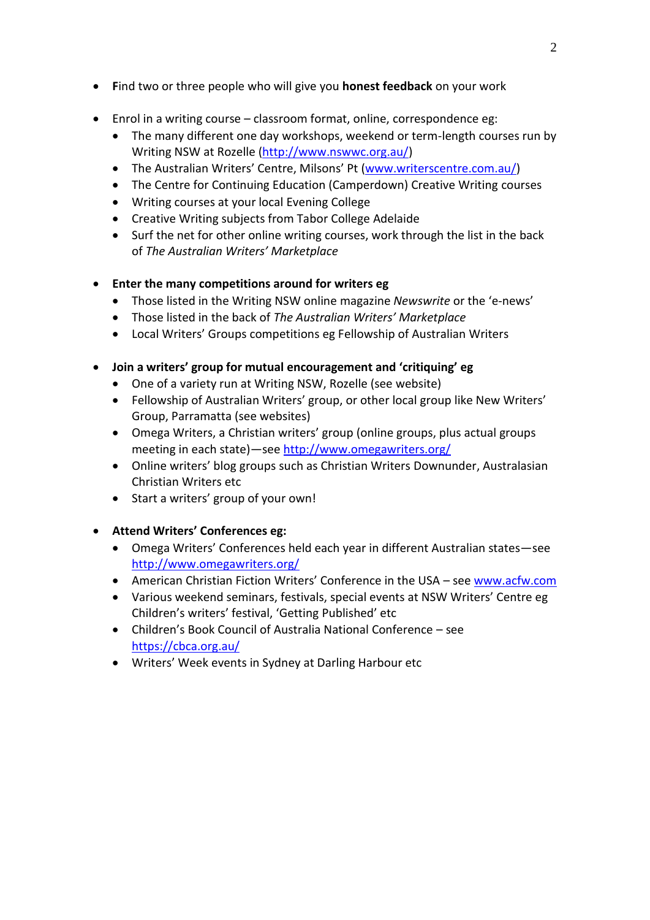- **F**ind two or three people who will give you **honest feedback** on your work

- Enrol in a writing course – classroom format, online, correspondence eg:
  - The many different one day workshops, weekend or term-length courses run by Writing NSW at Rozelle (http://www.nswwc.org.au/)
  - The Australian Writers' Centre, Milsons' Pt (www.writerscentre.com.au/)
  - The Centre for Continuing Education (Camperdown) Creative Writing courses
  - Writing courses at your local Evening College
  - Creative Writing subjects from Tabor College Adelaide
  - Surf the net for other online writing courses, work through the list in the back of *The Australian Writers' Marketplace*

- **Enter the many competitions around for writers eg**
  - Those listed in the Writing NSW online magazine *Newswrite* or the 'e-news'
  - Those listed in the back of *The Australian Writers' Marketplace*
  - Local Writers' Groups competitions eg Fellowship of Australian Writers

- **Join a writers' group for mutual encouragement and 'critiquing' eg**
  - One of a variety run at Writing NSW, Rozelle (see website)
  - Fellowship of Australian Writers' group, or other local group like New Writers' Group, Parramatta (see websites)
  - Omega Writers, a Christian writers' group (online groups, plus actual groups meeting in each state)—see http://www.omegawriters.org/
  - Online writers' blog groups such as Christian Writers Downunder, Australasian Christian Writers etc
  - Start a writers' group of your own!

- **Attend Writers' Conferences eg:**
  - Omega Writers' Conferences held each year in different Australian states—see http://www.omegawriters.org/
  - American Christian Fiction Writers' Conference in the USA – see www.acfw.com
  - Various weekend seminars, festivals, special events at NSW Writers' Centre eg Children's writers' festival, 'Getting Published' etc
  - Children's Book Council of Australia National Conference – see https://cbca.org.au/
  - Writers' Week events in Sydney at Darling Harbour etc